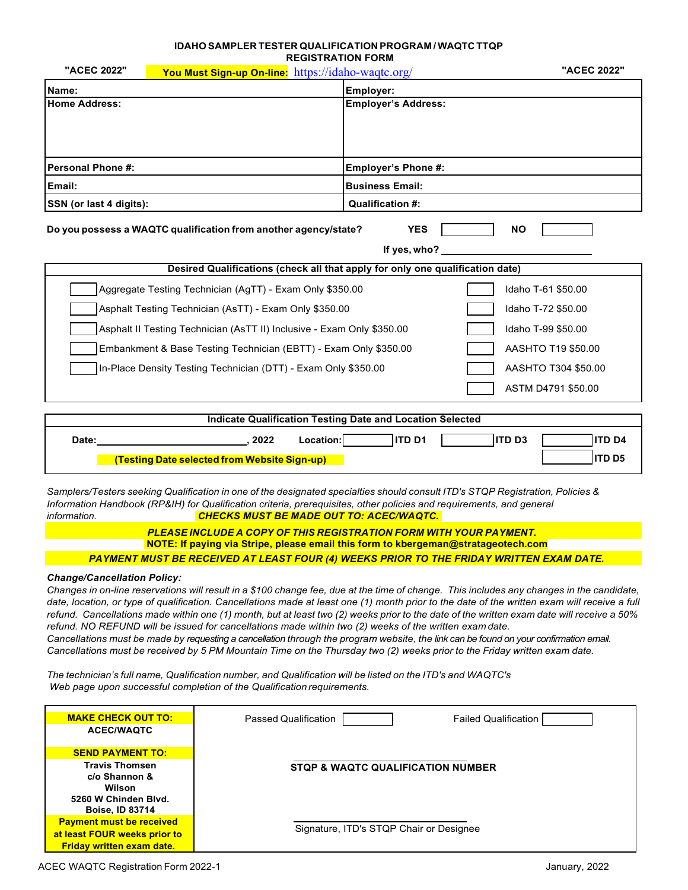# IDAHO SAMPLER TESTER QUALIFICATION PROGRAM / WAQTC TTQP
## REGISTRATION FORM

"ACEC 2022" **You Must Sign-up On-line:** https://idaho-waqtc.org/ "ACEC 2022"

| | |
|---|---|
| **Name:** | **Employer:** |
| **Home Address:** | **Employer's Address:** |
| **Personal Phone #:** | **Employer's Phone #:** |
| **Email:** | **Business Email:** |
| **SSN (or last 4 digits):** | **Qualification #:** |

**Do you possess a WAQTC qualification from another agency/state?** **YES** ☐ **NO** ☐

**If yes, who?** ____________________

**Desired Qualifications (check all that apply for only one qualification date)**

| | |
|---|---|
| ☐ Aggregate Testing Technician (AgTT) - Exam Only $350.00 | ☐ Idaho T-61 $50.00 |
| ☐ Asphalt Testing Technician (AsTT) - Exam Only $350.00 | ☐ Idaho T-72 $50.00 |
| ☐ Asphalt II Testing Technician (AsTT II) Inclusive - Exam Only $350.00 | ☐ Idaho T-99 $50.00 |
| ☐ Embankment & Base Testing Technician (EBTT) - Exam Only $350.00 | ☐ AASHTO T19 $50.00 |
| ☐ In-Place Density Testing Technician (DTT) - Exam Only $350.00 | ☐ AASHTO T304 $50.00 |
| | ☐ ASTM D4791 $50.00 |

**Indicate Qualification Testing Date and Location Selected**

**Date:** ____________________, **2022** **Location:** ☐ **ITD D1** ☐ **ITD D3** ☐ **ITD D4** ☐ **ITD D5**

**(Testing Date selected from Website Sign-up)**

*Samplers/Testers seeking Qualification in one of the designated specialties should consult ITD's STQP Registration, Policies & Information Handbook (RP&IH) for Qualification criteria, prerequisites, other policies and requirements, and general information.* ***CHECKS MUST BE MADE OUT TO: ACEC/WAQTC.***

***PLEASE INCLUDE A COPY OF THIS REGISTRATION FORM WITH YOUR PAYMENT.***

**NOTE: If paying via Stripe, please email this form to kbergeman@stratageotech.com**

***PAYMENT MUST BE RECEIVED AT LEAST FOUR (4) WEEKS PRIOR TO THE FRIDAY WRITTEN EXAM DATE.***

***Change/Cancellation Policy:***

*Changes in on-line reservations will result in a $100 change fee, due at the time of change. This includes any changes in the candidate, date, location, or type of qualification. Cancellations made at least one (1) month prior to the date of the written exam will receive a full refund. Cancellations made within one (1) month, but at least two (2) weeks prior to the date of the written exam date will receive a 50% refund. NO REFUND will be issued for cancellations made within two (2) weeks of the written exam date.*
*Cancellations must be made by requesting a cancellation through the program website, the link can be found on your confirmation email.*
*Cancellations must be received by 5 PM Mountain Time on the Thursday two (2) weeks prior to the Friday written exam date.*

*The technician's full name, Qualification number, and Qualification will be listed on the ITD's and WAQTC's Web page upon successful completion of the Qualification requirements.*

| | |
|---|---|
| **MAKE CHECK OUT TO:** **ACEC/WAQTC** | Passed Qualification ☐ Failed Qualification ☐ |
| **SEND PAYMENT TO:** **Travis Thomsen c/o Shannon & Wilson 5260 W Chinden Blvd. Boise, ID 83714** | ____________________ **STQP & WAQTC QUALIFICATION NUMBER** |
| **Payment must be received at least FOUR weeks prior to Friday written exam date.** | ____________________ Signature, ITD's STQP Chair or Designee |

ACEC WAQTC Registration Form 2022-1 January, 2022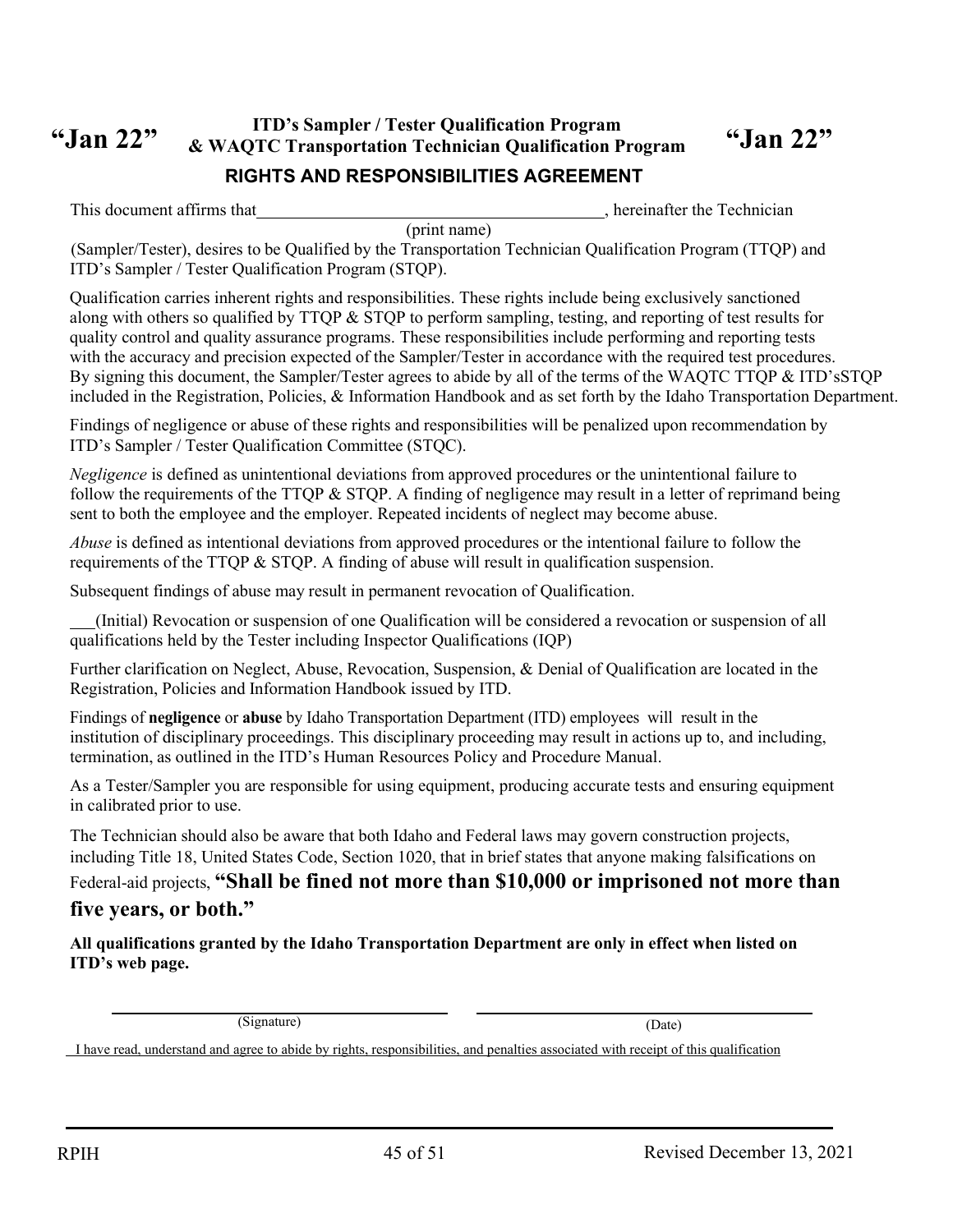**"Jan 22"** **ITD's Sampler / Tester Qualification Program & WAQTC Transportation Technician Qualification Program** **"Jan 22"**

## RIGHTS AND RESPONSIBILITIES AGREEMENT

This document affirms that ________________________________________, hereinafter the Technician
(print name)
(Sampler/Tester), desires to be Qualified by the Transportation Technician Qualification Program (TTQP) and ITD's Sampler / Tester Qualification Program (STQP).

Qualification carries inherent rights and responsibilities. These rights include being exclusively sanctioned along with others so qualified by TTQP & STQP to perform sampling, testing, and reporting of test results for quality control and quality assurance programs. These responsibilities include performing and reporting tests with the accuracy and precision expected of the Sampler/Tester in accordance with the required test procedures. By signing this document, the Sampler/Tester agrees to abide by all of the terms of the WAQTC TTQP & ITD'sSTQP included in the Registration, Policies, & Information Handbook and as set forth by the Idaho Transportation Department.

Findings of negligence or abuse of these rights and responsibilities will be penalized upon recommendation by ITD's Sampler / Tester Qualification Committee (STQC).

*Negligence* is defined as unintentional deviations from approved procedures or the unintentional failure to follow the requirements of the TTQP & STQP. A finding of negligence may result in a letter of reprimand being sent to both the employee and the employer. Repeated incidents of neglect may become abuse.

*Abuse* is defined as intentional deviations from approved procedures or the intentional failure to follow the requirements of the TTQP & STQP. A finding of abuse will result in qualification suspension.

Subsequent findings of abuse may result in permanent revocation of Qualification.

___(Initial) Revocation or suspension of one Qualification will be considered a revocation or suspension of all qualifications held by the Tester including Inspector Qualifications (IQP)

Further clarification on Neglect, Abuse, Revocation, Suspension, & Denial of Qualification are located in the Registration, Policies and Information Handbook issued by ITD.

Findings of **negligence** or **abuse** by Idaho Transportation Department (ITD) employees will result in the institution of disciplinary proceedings. This disciplinary proceeding may result in actions up to, and including, termination, as outlined in the ITD's Human Resources Policy and Procedure Manual.

As a Tester/Sampler you are responsible for using equipment, producing accurate tests and ensuring equipment in calibrated prior to use.

The Technician should also be aware that both Idaho and Federal laws may govern construction projects, including Title 18, United States Code, Section 1020, that in brief states that anyone making falsifications on Federal-aid projects, **"Shall be fined not more than $10,000 or imprisoned not more than five years, or both."**

**All qualifications granted by the Idaho Transportation Department are only in effect when listed on ITD's web page.**

________________________________________ ________________________________________
(Signature) (Date)

I have read, understand and agree to abide by rights, responsibilities, and penalties associated with receipt of this qualification

RPIH Revised December 13, 2021